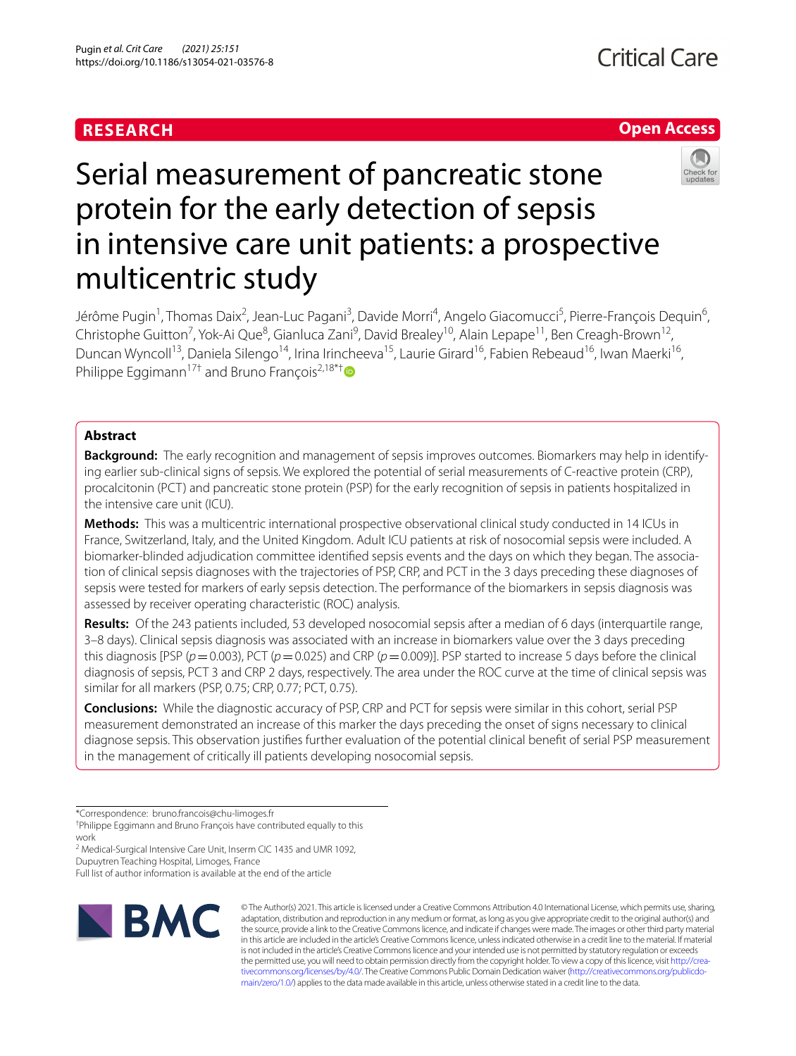RESEARCH

Open Access

# Serial measurement of pancreatic stone protein for the early detection of sepsis in intensive care unit patients: a prospective multicentric study

Jérôme Pugin[1], Thomas Daix[2], Jean-Luc Pagani[3], Davide Morri[4], Angelo Giacomucci[5], Pierre-François Dequin[6], Christophe Guitton[7], Yok-Ai Que[8], Gianluca Zani[9], David Brealey[10], Alain Lepape[11], Ben Creagh-Brown[12], Duncan Wyncoll[13], Daniela Silengo[14], Irina Irincheeva[15], Laurie Girard[16], Fabien Rebeaud[16], Iwan Maerki[16], Philippe Eggimann[17†] and Bruno François[2,18*†]

## Abstract

**Background:** The early recognition and management of sepsis improves outcomes. Biomarkers may help in identifying earlier sub-clinical signs of sepsis. We explored the potential of serial measurements of C-reactive protein (CRP), procalcitonin (PCT) and pancreatic stone protein (PSP) for the early recognition of sepsis in patients hospitalized in the intensive care unit (ICU).

**Methods:** This was a multicentric international prospective observational clinical study conducted in 14 ICUs in France, Switzerland, Italy, and the United Kingdom. Adult ICU patients at risk of nosocomial sepsis were included. A biomarker-blinded adjudication committee identified sepsis events and the days on which they began. The association of clinical sepsis diagnoses with the trajectories of PSP, CRP, and PCT in the 3 days preceding these diagnoses of sepsis were tested for markers of early sepsis detection. The performance of the biomarkers in sepsis diagnosis was assessed by receiver operating characteristic (ROC) analysis.

**Results:** Of the 243 patients included, 53 developed nosocomial sepsis after a median of 6 days (interquartile range, 3–8 days). Clinical sepsis diagnosis was associated with an increase in biomarkers value over the 3 days preceding this diagnosis [PSP ($p=0.003$), PCT ($p=0.025$) and CRP ($p=0.009$)]. PSP started to increase 5 days before the clinical diagnosis of sepsis, PCT 3 and CRP 2 days, respectively. The area under the ROC curve at the time of clinical sepsis was similar for all markers (PSP, 0.75; CRP, 0.77; PCT, 0.75).

**Conclusions:** While the diagnostic accuracy of PSP, CRP and PCT for sepsis were similar in this cohort, serial PSP measurement demonstrated an increase of this marker the days preceding the onset of signs necessary to clinical diagnose sepsis. This observation justifies further evaluation of the potential clinical benefit of serial PSP measurement in the management of critically ill patients developing nosocomial sepsis.

*Correspondence: bruno.francois@chu-limoges.fr
†Philippe Eggimann and Bruno François have contributed equally to this work
[2] Medical-Surgical Intensive Care Unit, Inserm CIC 1435 and UMR 1092, Dupuytren Teaching Hospital, Limoges, France
Full list of author information is available at the end of the article

© The Author(s) 2021. This article is licensed under a Creative Commons Attribution 4.0 International License, which permits use, sharing, adaptation, distribution and reproduction in any medium or format, as long as you give appropriate credit to the original author(s) and the source, provide a link to the Creative Commons licence, and indicate if changes were made. The images or other third party material in this article are included in the article's Creative Commons licence, unless indicated otherwise in a credit line to the material. If material is not included in the article's Creative Commons licence and your intended use is not permitted by statutory regulation or exceeds the permitted use, you will need to obtain permission directly from the copyright holder. To view a copy of this licence, visit http://creativecommons.org/licenses/by/4.0/. The Creative Commons Public Domain Dedication waiver (http://creativecommons.org/publicdomain/zero/1.0/) applies to the data made available in this article, unless otherwise stated in a credit line to the data.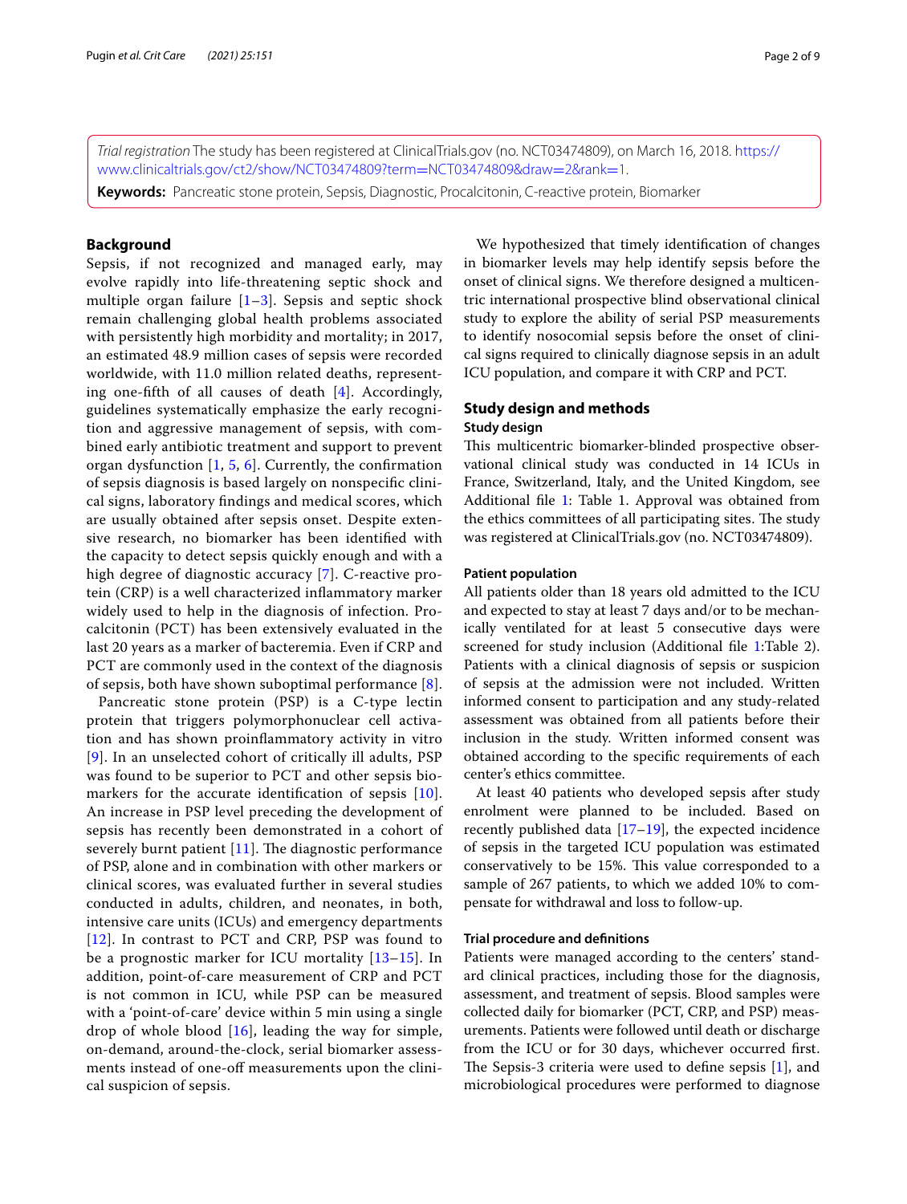*Trial registration* The study has been registered at ClinicalTrials.gov (no. NCT03474809), on March 16, 2018. https://www.clinicaltrials.gov/ct2/show/NCT03474809?term=NCT03474809&draw=2&rank=1.

**Keywords:** Pancreatic stone protein, Sepsis, Diagnostic, Procalcitonin, C-reactive protein, Biomarker

## Background

Sepsis, if not recognized and managed early, may evolve rapidly into life-threatening septic shock and multiple organ failure [1–3]. Sepsis and septic shock remain challenging global health problems associated with persistently high morbidity and mortality; in 2017, an estimated 48.9 million cases of sepsis were recorded worldwide, with 11.0 million related deaths, representing one-fifth of all causes of death [4]. Accordingly, guidelines systematically emphasize the early recognition and aggressive management of sepsis, with combined early antibiotic treatment and support to prevent organ dysfunction [1, 5, 6]. Currently, the confirmation of sepsis diagnosis is based largely on nonspecific clinical signs, laboratory findings and medical scores, which are usually obtained after sepsis onset. Despite extensive research, no biomarker has been identified with the capacity to detect sepsis quickly enough and with a high degree of diagnostic accuracy [7]. C-reactive protein (CRP) is a well characterized inflammatory marker widely used to help in the diagnosis of infection. Procalcitonin (PCT) has been extensively evaluated in the last 20 years as a marker of bacteremia. Even if CRP and PCT are commonly used in the context of the diagnosis of sepsis, both have shown suboptimal performance [8].

Pancreatic stone protein (PSP) is a C-type lectin protein that triggers polymorphonuclear cell activation and has shown proinflammatory activity in vitro [9]. In an unselected cohort of critically ill adults, PSP was found to be superior to PCT and other sepsis biomarkers for the accurate identification of sepsis [10]. An increase in PSP level preceding the development of sepsis has recently been demonstrated in a cohort of severely burnt patient [11]. The diagnostic performance of PSP, alone and in combination with other markers or clinical scores, was evaluated further in several studies conducted in adults, children, and neonates, in both, intensive care units (ICUs) and emergency departments [12]. In contrast to PCT and CRP, PSP was found to be a prognostic marker for ICU mortality [13–15]. In addition, point-of-care measurement of CRP and PCT is not common in ICU, while PSP can be measured with a 'point-of-care' device within 5 min using a single drop of whole blood [16], leading the way for simple, on-demand, around-the-clock, serial biomarker assessments instead of one-off measurements upon the clinical suspicion of sepsis.

We hypothesized that timely identification of changes in biomarker levels may help identify sepsis before the onset of clinical signs. We therefore designed a multicentric international prospective blind observational clinical study to explore the ability of serial PSP measurements to identify nosocomial sepsis before the onset of clinical signs required to clinically diagnose sepsis in an adult ICU population, and compare it with CRP and PCT.

## Study design and methods

### Study design

This multicentric biomarker-blinded prospective observational clinical study was conducted in 14 ICUs in France, Switzerland, Italy, and the United Kingdom, see Additional file 1: Table 1. Approval was obtained from the ethics committees of all participating sites. The study was registered at ClinicalTrials.gov (no. NCT03474809).

### Patient population

All patients older than 18 years old admitted to the ICU and expected to stay at least 7 days and/or to be mechanically ventilated for at least 5 consecutive days were screened for study inclusion (Additional file 1:Table 2). Patients with a clinical diagnosis of sepsis or suspicion of sepsis at the admission were not included. Written informed consent to participation and any study-related assessment was obtained from all patients before their inclusion in the study. Written informed consent was obtained according to the specific requirements of each center's ethics committee.

At least 40 patients who developed sepsis after study enrolment were planned to be included. Based on recently published data [17–19], the expected incidence of sepsis in the targeted ICU population was estimated conservatively to be 15%. This value corresponded to a sample of 267 patients, to which we added 10% to compensate for withdrawal and loss to follow-up.

### Trial procedure and definitions

Patients were managed according to the centers' standard clinical practices, including those for the diagnosis, assessment, and treatment of sepsis. Blood samples were collected daily for biomarker (PCT, CRP, and PSP) measurements. Patients were followed until death or discharge from the ICU or for 30 days, whichever occurred first. The Sepsis-3 criteria were used to define sepsis [1], and microbiological procedures were performed to diagnose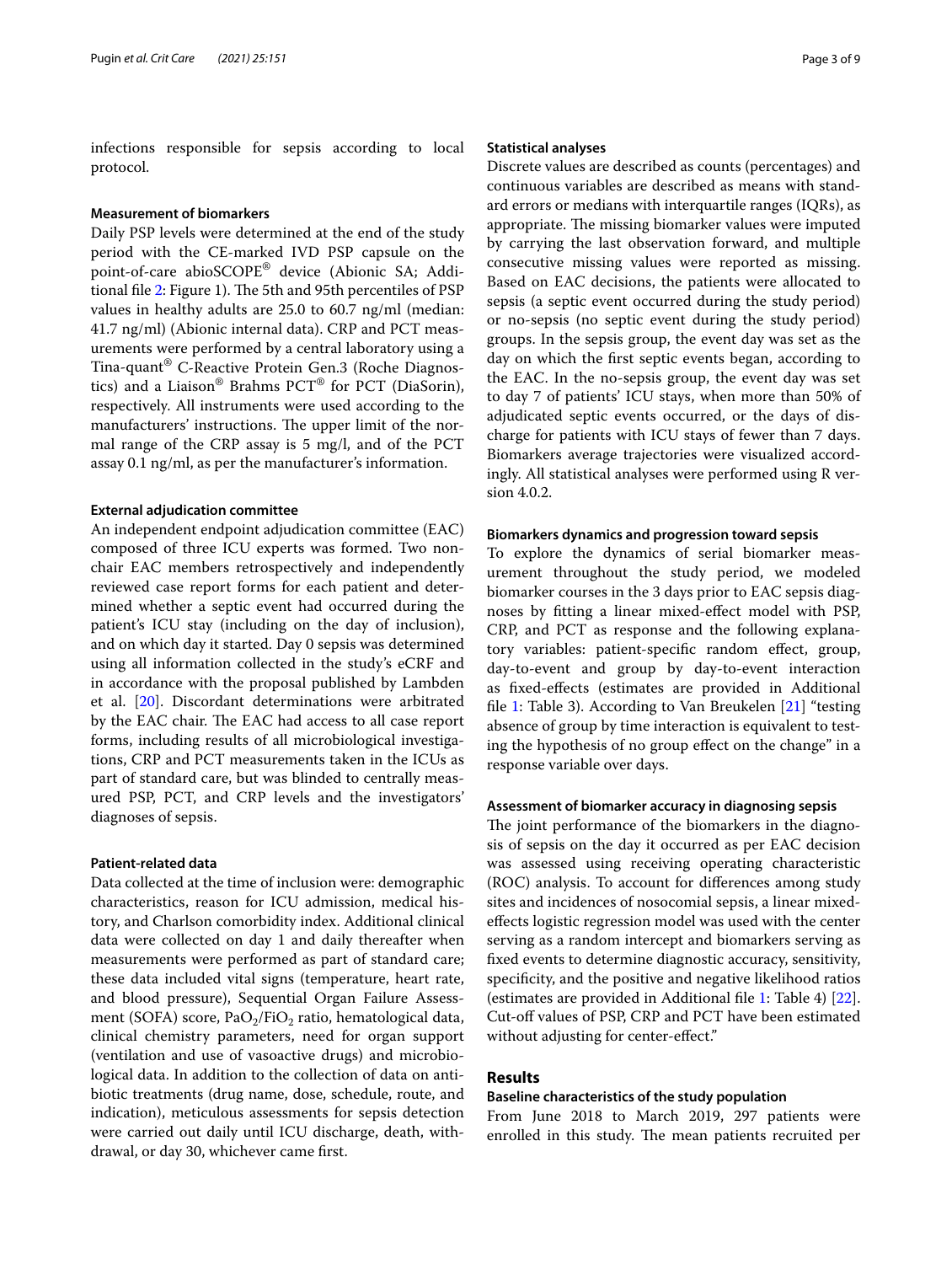infections responsible for sepsis according to local protocol.

### Measurement of biomarkers

Daily PSP levels were determined at the end of the study period with the CE-marked IVD PSP capsule on the point-of-care abioSCOPE® device (Abionic SA; Additional file 2: Figure 1). The 5th and 95th percentiles of PSP values in healthy adults are 25.0 to 60.7 ng/ml (median: 41.7 ng/ml) (Abionic internal data). CRP and PCT measurements were performed by a central laboratory using a Tina-quant® C-Reactive Protein Gen.3 (Roche Diagnostics) and a Liaison® Brahms PCT® for PCT (DiaSorin), respectively. All instruments were used according to the manufacturers' instructions. The upper limit of the normal range of the CRP assay is 5 mg/l, and of the PCT assay 0.1 ng/ml, as per the manufacturer's information.

### External adjudication committee

An independent endpoint adjudication committee (EAC) composed of three ICU experts was formed. Two non-chair EAC members retrospectively and independently reviewed case report forms for each patient and determined whether a septic event had occurred during the patient's ICU stay (including on the day of inclusion), and on which day it started. Day 0 sepsis was determined using all information collected in the study's eCRF and in accordance with the proposal published by Lambden et al. [20]. Discordant determinations were arbitrated by the EAC chair. The EAC had access to all case report forms, including results of all microbiological investigations, CRP and PCT measurements taken in the ICUs as part of standard care, but was blinded to centrally measured PSP, PCT, and CRP levels and the investigators' diagnoses of sepsis.

### Patient-related data

Data collected at the time of inclusion were: demographic characteristics, reason for ICU admission, medical history, and Charlson comorbidity index. Additional clinical data were collected on day 1 and daily thereafter when measurements were performed as part of standard care; these data included vital signs (temperature, heart rate, and blood pressure), Sequential Organ Failure Assessment (SOFA) score, $PaO_2/FiO_2$ ratio, hematological data, clinical chemistry parameters, need for organ support (ventilation and use of vasoactive drugs) and microbiological data. In addition to the collection of data on antibiotic treatments (drug name, dose, schedule, route, and indication), meticulous assessments for sepsis detection were carried out daily until ICU discharge, death, withdrawal, or day 30, whichever came first.

### Statistical analyses

Discrete values are described as counts (percentages) and continuous variables are described as means with standard errors or medians with interquartile ranges (IQRs), as appropriate. The missing biomarker values were imputed by carrying the last observation forward, and multiple consecutive missing values were reported as missing. Based on EAC decisions, the patients were allocated to sepsis (a septic event occurred during the study period) or no-sepsis (no septic event during the study period) groups. In the sepsis group, the event day was set as the day on which the first septic events began, according to the EAC. In the no-sepsis group, the event day was set to day 7 of patients' ICU stays, when more than 50% of adjudicated septic events occurred, or the days of discharge for patients with ICU stays of fewer than 7 days. Biomarkers average trajectories were visualized accordingly. All statistical analyses were performed using R version 4.0.2.

### Biomarkers dynamics and progression toward sepsis

To explore the dynamics of serial biomarker measurement throughout the study period, we modeled biomarker courses in the 3 days prior to EAC sepsis diagnoses by fitting a linear mixed-effect model with PSP, CRP, and PCT as response and the following explanatory variables: patient-specific random effect, group, day-to-event and group by day-to-event interaction as fixed-effects (estimates are provided in Additional file 1: Table 3). According to Van Breukelen [21] "testing absence of group by time interaction is equivalent to testing the hypothesis of no group effect on the change" in a response variable over days.

### Assessment of biomarker accuracy in diagnosing sepsis

The joint performance of the biomarkers in the diagnosis of sepsis on the day it occurred as per EAC decision was assessed using receiving operating characteristic (ROC) analysis. To account for differences among study sites and incidences of nosocomial sepsis, a linear mixed-effects logistic regression model was used with the center serving as a random intercept and biomarkers serving as fixed events to determine diagnostic accuracy, sensitivity, specificity, and the positive and negative likelihood ratios (estimates are provided in Additional file 1: Table 4) [22]. Cut-off values of PSP, CRP and PCT have been estimated without adjusting for center-effect."

## Results

### Baseline characteristics of the study population

From June 2018 to March 2019, 297 patients were enrolled in this study. The mean patients recruited per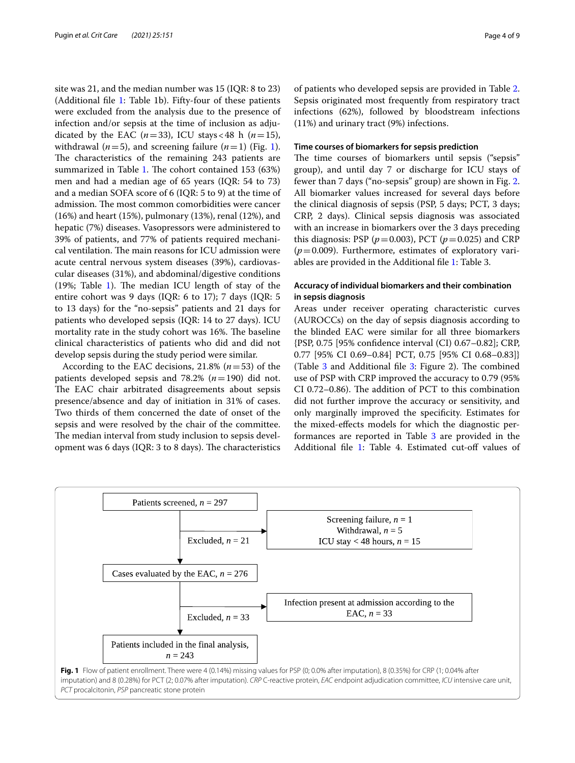site was 21, and the median number was 15 (IQR: 8 to 23) (Additional file 1: Table 1b). Fifty-four of these patients were excluded from the analysis due to the presence of infection and/or sepsis at the time of inclusion as adjudicated by the EAC ($n=33$), ICU stays < 48 h ($n=15$), withdrawal ($n=5$), and screening failure ($n=1$) (Fig. 1). The characteristics of the remaining 243 patients are summarized in Table 1. The cohort contained 153 (63%) men and had a median age of 65 years (IQR: 54 to 73) and a median SOFA score of 6 (IQR: 5 to 9) at the time of admission. The most common comorbidities were cancer (16%) and heart (15%), pulmonary (13%), renal (12%), and hepatic (7%) diseases. Vasopressors were administered to 39% of patients, and 77% of patients required mechanical ventilation. The main reasons for ICU admission were acute central nervous system diseases (39%), cardiovascular diseases (31%), and abdominal/digestive conditions (19%; Table 1). The median ICU length of stay of the entire cohort was 9 days (IQR: 6 to 17); 7 days (IQR: 5 to 13 days) for the "no-sepsis" patients and 21 days for patients who developed sepsis (IQR: 14 to 27 days). ICU mortality rate in the study cohort was 16%. The baseline clinical characteristics of patients who did and did not develop sepsis during the study period were similar.

According to the EAC decisions, 21.8% ($n=53$) of the patients developed sepsis and 78.2% ($n=190$) did not. The EAC chair arbitrated disagreements about sepsis presence/absence and day of initiation in 31% of cases. Two thirds of them concerned the date of onset of the sepsis and were resolved by the chair of the committee. The median interval from study inclusion to sepsis development was 6 days (IQR: 3 to 8 days). The characteristics of patients who developed sepsis are provided in Table 2. Sepsis originated most frequently from respiratory tract infections (62%), followed by bloodstream infections (11%) and urinary tract (9%) infections.

### Time courses of biomarkers for sepsis prediction

The time courses of biomarkers until sepsis ("sepsis" group), and until day 7 or discharge for ICU stays of fewer than 7 days ("no-sepsis" group) are shown in Fig. 2. All biomarker values increased for several days before the clinical diagnosis of sepsis (PSP, 5 days; PCT, 3 days; CRP, 2 days). Clinical sepsis diagnosis was associated with an increase in biomarkers over the 3 days preceding this diagnosis: PSP ($p=0.003$), PCT ($p=0.025$) and CRP ($p=0.009$). Furthermore, estimates of exploratory variables are provided in the Additional file 1: Table 3.

### Accuracy of individual biomarkers and their combination in sepsis diagnosis

Areas under receiver operating characteristic curves (AUROCCs) on the day of sepsis diagnosis according to the blinded EAC were similar for all three biomarkers {PSP, 0.75 [95% confidence interval (CI) 0.67–0.82]; CRP, 0.77 [95% CI 0.69–0.84] PCT, 0.75 [95% CI 0.68–0.83]} (Table 3 and Additional file 3: Figure 2). The combined use of PSP with CRP improved the accuracy to 0.79 (95% CI 0.72–0.86). The addition of PCT to this combination did not further improve the accuracy or sensitivity, and only marginally improved the specificity. Estimates for the mixed-effects models for which the diagnostic performances are reported in Table 3 are provided in the Additional file 1: Table 4. Estimated cut-off values of

Patients screened, $n = 297$ → Excluded, $n = 21$ (Screening failure, $n = 1$; Withdrawal, $n = 5$; ICU stay < 48 hours, $n = 15$)

Cases evaluated by the EAC, $n = 276$ → Excluded, $n = 33$ (Infection present at admission according to the EAC, $n = 33$)

Patients included in the final analysis, $n = 243$

**Fig. 1** Flow of patient enrollment. There were 4 (0.14%) missing values for PSP (0; 0.0% after imputation), 8 (0.35%) for CRP (1; 0.04% after imputation) and 8 (0.28%) for PCT (2; 0.07% after imputation). *CRP* C-reactive protein, *EAC* endpoint adjudication committee, *ICU* intensive care unit, *PCT* procalcitonin, *PSP* pancreatic stone protein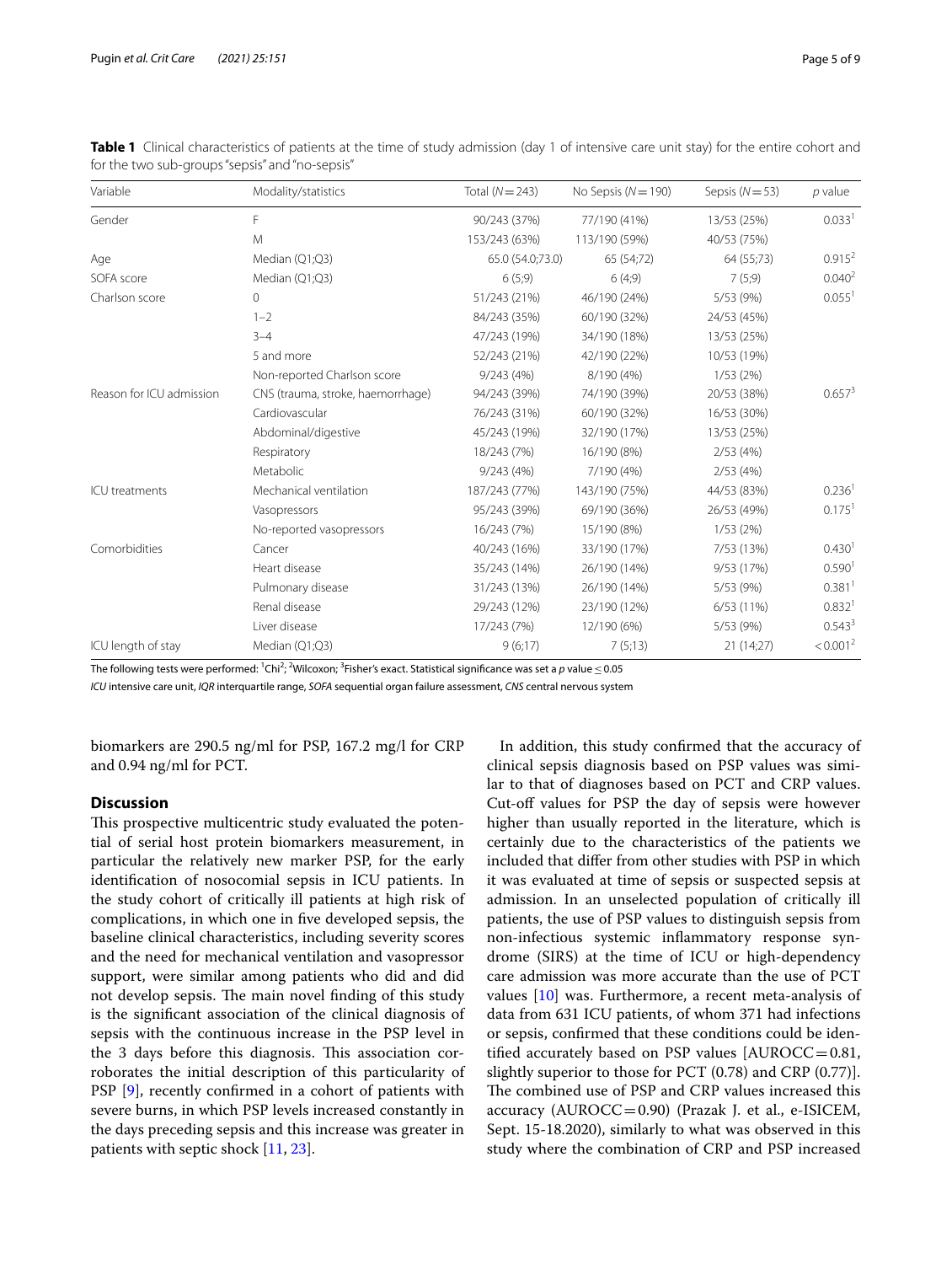**Table 1** Clinical characteristics of patients at the time of study admission (day 1 of intensive care unit stay) for the entire cohort and for the two sub-groups "sepsis" and "no-sepsis"

| Variable | Modality/statistics | Total (N = 243) | No Sepsis (N = 190) | Sepsis (N = 53) | p value |
|---|---|---|---|---|---|
| Gender | F | 90/243 (37%) | 77/190 (41%) | 13/53 (25%) | 0.033[1] |
| | M | 153/243 (63%) | 113/190 (59%) | 40/53 (75%) | |
| Age | Median (Q1;Q3) | 65.0 (54.0;73.0) | 65 (54;72) | 64 (55;73) | 0.915[2] |
| SOFA score | Median (Q1;Q3) | 6 (5;9) | 6 (4;9) | 7 (5;9) | 0.040[2] |
| Charlson score | 0 | 51/243 (21%) | 46/190 (24%) | 5/53 (9%) | 0.055[1] |
| | 1–2 | 84/243 (35%) | 60/190 (32%) | 24/53 (45%) | |
| | 3–4 | 47/243 (19%) | 34/190 (18%) | 13/53 (25%) | |
| | 5 and more | 52/243 (21%) | 42/190 (22%) | 10/53 (19%) | |
| | Non-reported Charlson score | 9/243 (4%) | 8/190 (4%) | 1/53 (2%) | |
| Reason for ICU admission | CNS (trauma, stroke, haemorrhage) | 94/243 (39%) | 74/190 (39%) | 20/53 (38%) | 0.657[3] |
| | Cardiovascular | 76/243 (31%) | 60/190 (32%) | 16/53 (30%) | |
| | Abdominal/digestive | 45/243 (19%) | 32/190 (17%) | 13/53 (25%) | |
| | Respiratory | 18/243 (7%) | 16/190 (8%) | 2/53 (4%) | |
| | Metabolic | 9/243 (4%) | 7/190 (4%) | 2/53 (4%) | |
| ICU treatments | Mechanical ventilation | 187/243 (77%) | 143/190 (75%) | 44/53 (83%) | 0.236[1] |
| | Vasopressors | 95/243 (39%) | 69/190 (36%) | 26/53 (49%) | 0.175[1] |
| | No-reported vasopressors | 16/243 (7%) | 15/190 (8%) | 1/53 (2%) | |
| Comorbidities | Cancer | 40/243 (16%) | 33/190 (17%) | 7/53 (13%) | 0.430[1] |
| | Heart disease | 35/243 (14%) | 26/190 (14%) | 9/53 (17%) | 0.590[1] |
| | Pulmonary disease | 31/243 (13%) | 26/190 (14%) | 5/53 (9%) | 0.381[1] |
| | Renal disease | 29/243 (12%) | 23/190 (12%) | 6/53 (11%) | 0.832[1] |
| | Liver disease | 17/243 (7%) | 12/190 (6%) | 5/53 (9%) | 0.543[3] |
| ICU length of stay | Median (Q1;Q3) | 9 (6;17) | 7 (5;13) | 21 (14;27) | < 0.001[2] |

The following tests were performed: [1]Chi[2]; [2]Wilcoxon; [3]Fisher's exact. Statistical significance was set a p value ≤ 0.05

*ICU* intensive care unit, *IQR* interquartile range, *SOFA* sequential organ failure assessment, *CNS* central nervous system

biomarkers are 290.5 ng/ml for PSP, 167.2 mg/l for CRP and 0.94 ng/ml for PCT.

## Discussion

This prospective multicentric study evaluated the potential of serial host protein biomarkers measurement, in particular the relatively new marker PSP, for the early identification of nosocomial sepsis in ICU patients. In the study cohort of critically ill patients at high risk of complications, in which one in five developed sepsis, the baseline clinical characteristics, including severity scores and the need for mechanical ventilation and vasopressor support, were similar among patients who did and did not develop sepsis. The main novel finding of this study is the significant association of the clinical diagnosis of sepsis with the continuous increase in the PSP level in the 3 days before this diagnosis. This association corroborates the initial description of this particularity of PSP [9], recently confirmed in a cohort of patients with severe burns, in which PSP levels increased constantly in the days preceding sepsis and this increase was greater in patients with septic shock [11, 23].

In addition, this study confirmed that the accuracy of clinical sepsis diagnosis based on PSP values was similar to that of diagnoses based on PCT and CRP values. Cut-off values for PSP the day of sepsis were however higher than usually reported in the literature, which is certainly due to the characteristics of the patients we included that differ from other studies with PSP in which it was evaluated at time of sepsis or suspected sepsis at admission. In an unselected population of critically ill patients, the use of PSP values to distinguish sepsis from non-infectious systemic inflammatory response syndrome (SIRS) at the time of ICU or high-dependency care admission was more accurate than the use of PCT values [10] was. Furthermore, a recent meta-analysis of data from 631 ICU patients, of whom 371 had infections or sepsis, confirmed that these conditions could be identified accurately based on PSP values [AUROCC = 0.81, slightly superior to those for PCT (0.78) and CRP (0.77)]. The combined use of PSP and CRP values increased this accuracy (AUROCC = 0.90) (Prazak J. et al., e-ISICEM, Sept. 15-18.2020), similarly to what was observed in this study where the combination of CRP and PSP increased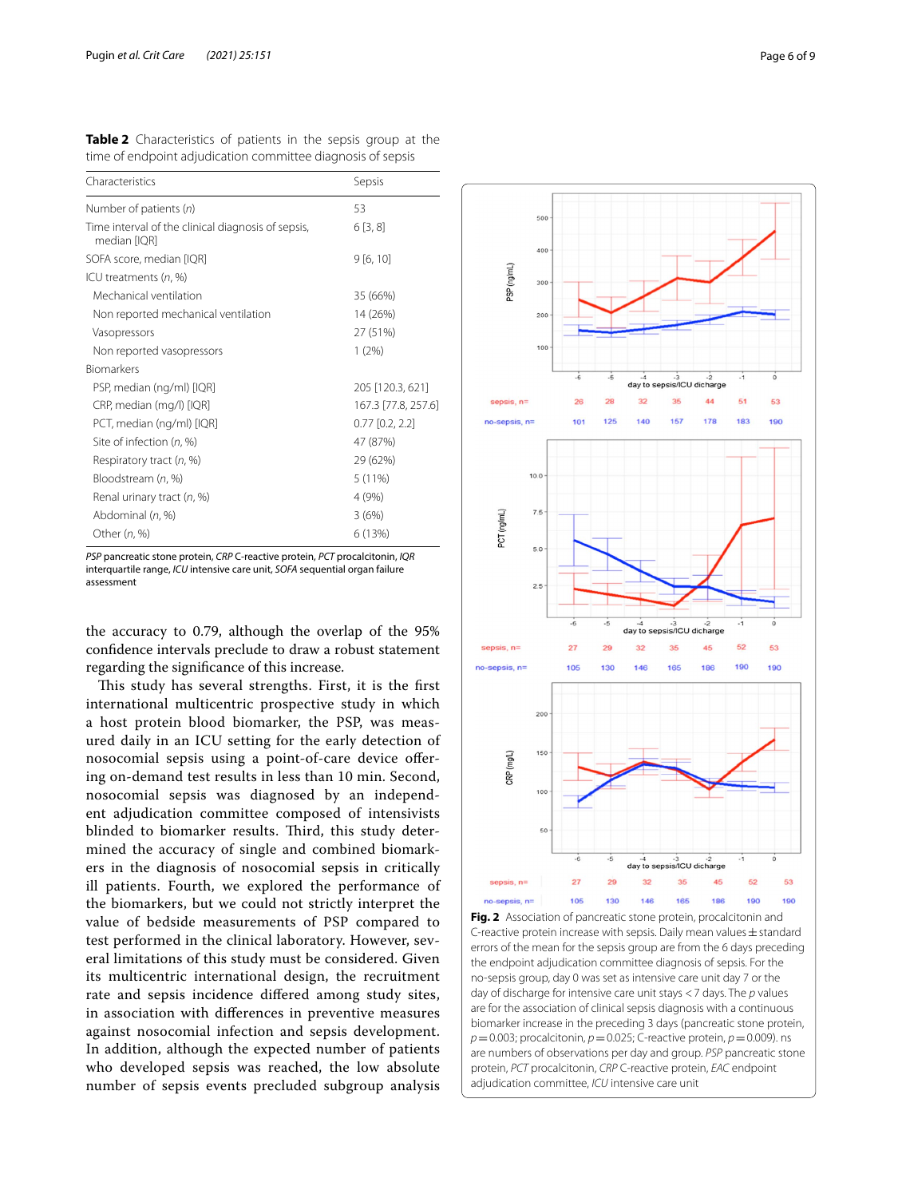**Table 2** Characteristics of patients in the sepsis group at the time of endpoint adjudication committee diagnosis of sepsis

| Characteristics | Sepsis |
|---|---|
| Number of patients (*n*) | 53 |
| Time interval of the clinical diagnosis of sepsis, median [IQR] | 6 [3, 8] |
| SOFA score, median [IQR] | 9 [6, 10] |
| ICU treatments (*n*, %) | |
| Mechanical ventilation | 35 (66%) |
| Non reported mechanical ventilation | 14 (26%) |
| Vasopressors | 27 (51%) |
| Non reported vasopressors | 1 (2%) |
| Biomarkers | |
| PSP, median (ng/ml) [IQR] | 205 [120.3, 621] |
| CRP, median (mg/l) [IQR] | 167.3 [77.8, 257.6] |
| PCT, median (ng/ml) [IQR] | 0.77 [0.2, 2.2] |
| Site of infection (*n*, %) | 47 (87%) |
| Respiratory tract (*n*, %) | 29 (62%) |
| Bloodstream (*n*, %) | 5 (11%) |
| Renal urinary tract (*n*, %) | 4 (9%) |
| Abdominal (*n*, %) | 3 (6%) |
| Other (*n*, %) | 6 (13%) |

*PSP* pancreatic stone protein, *CRP* C-reactive protein, *PCT* procalcitonin, *IQR* interquartile range, *ICU* intensive care unit, *SOFA* sequential organ failure assessment

the accuracy to 0.79, although the overlap of the 95% confidence intervals preclude to draw a robust statement regarding the significance of this increase.

This study has several strengths. First, it is the first international multicentric prospective study in which a host protein blood biomarker, the PSP, was measured daily in an ICU setting for the early detection of nosocomial sepsis using a point-of-care device offering on-demand test results in less than 10 min. Second, nosocomial sepsis was diagnosed by an independent adjudication committee composed of intensivists blinded to biomarker results. Third, this study determined the accuracy of single and combined biomarkers in the diagnosis of nosocomial sepsis in critically ill patients. Fourth, we explored the performance of the biomarkers, but we could not strictly interpret the value of bedside measurements of PSP compared to test performed in the clinical laboratory. However, several limitations of this study must be considered. Given its multicentric international design, the recruitment rate and sepsis incidence differed among study sites, in association with differences in preventive measures against nosocomial infection and sepsis development. In addition, although the expected number of patients who developed sepsis was reached, the low absolute number of sepsis events precluded subgroup analysis

**Fig. 2** Association of pancreatic stone protein, procalcitonin and C-reactive protein increase with sepsis. Daily mean values ± standard errors of the mean for the sepsis group are from the 6 days preceding the endpoint adjudication committee diagnosis of sepsis. For the no-sepsis group, day 0 was set as intensive care unit day 7 or the day of discharge for intensive care unit stays < 7 days. The *p* values are for the association of clinical sepsis diagnosis with a continuous biomarker increase in the preceding 3 days (pancreatic stone protein, $p = 0.003$; procalcitonin, $p = 0.025$; C-reactive protein, $p = 0.009$). ns are numbers of observations per day and group. *PSP* pancreatic stone protein, *PCT* procalcitonin, *CRP* C-reactive protein, *EAC* endpoint adjudication committee, *ICU* intensive care unit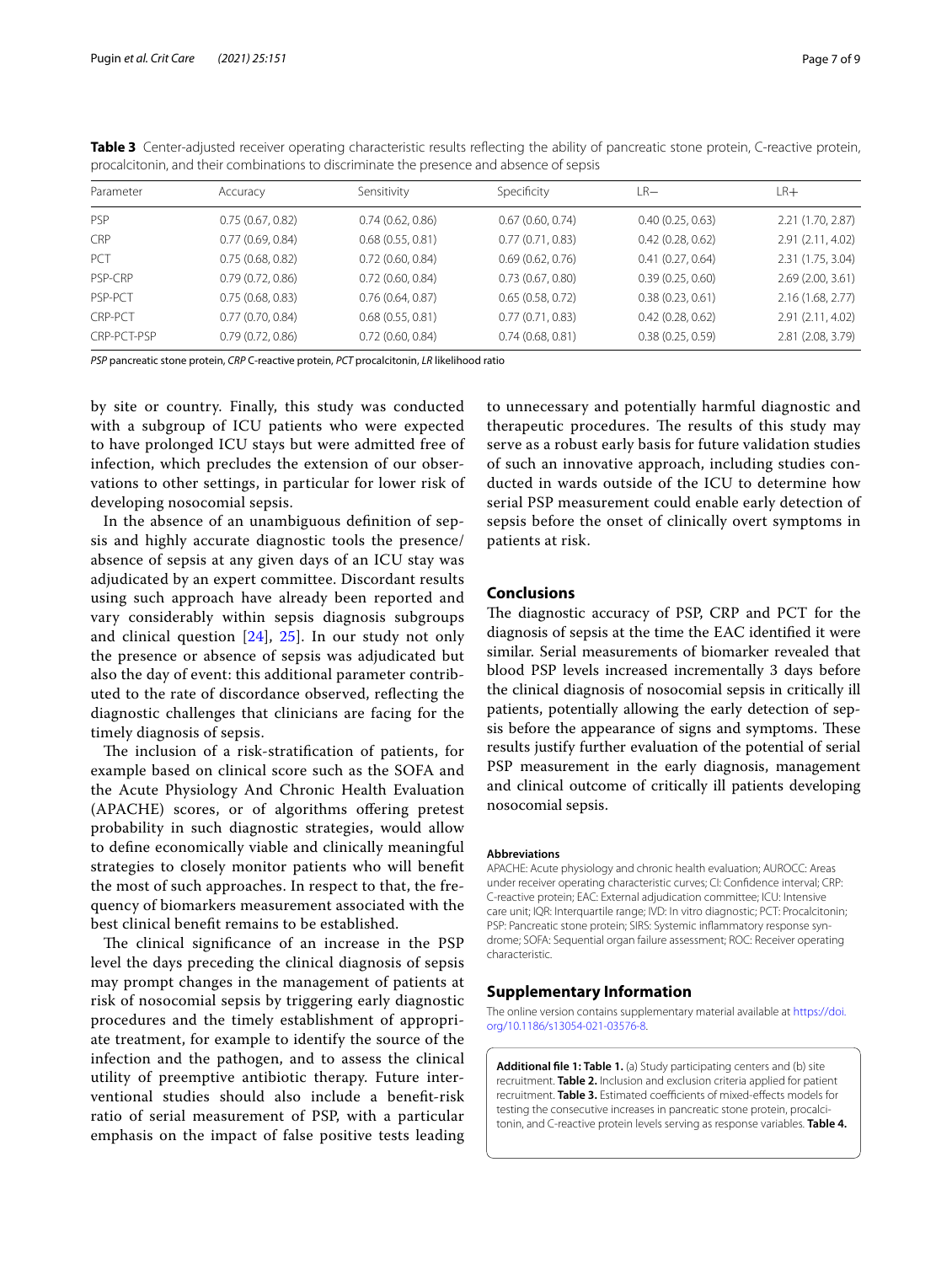**Table 3** Center-adjusted receiver operating characteristic results reflecting the ability of pancreatic stone protein, C-reactive protein, procalcitonin, and their combinations to discriminate the presence and absence of sepsis

| Parameter | Accuracy | Sensitivity | Specificity | LR− | LR+ |
|---|---|---|---|---|---|
| PSP | 0.75 (0.67, 0.82) | 0.74 (0.62, 0.86) | 0.67 (0.60, 0.74) | 0.40 (0.25, 0.63) | 2.21 (1.70, 2.87) |
| CRP | 0.77 (0.69, 0.84) | 0.68 (0.55, 0.81) | 0.77 (0.71, 0.83) | 0.42 (0.28, 0.62) | 2.91 (2.11, 4.02) |
| PCT | 0.75 (0.68, 0.82) | 0.72 (0.60, 0.84) | 0.69 (0.62, 0.76) | 0.41 (0.27, 0.64) | 2.31 (1.75, 3.04) |
| PSP-CRP | 0.79 (0.72, 0.86) | 0.72 (0.60, 0.84) | 0.73 (0.67, 0.80) | 0.39 (0.25, 0.60) | 2.69 (2.00, 3.61) |
| PSP-PCT | 0.75 (0.68, 0.83) | 0.76 (0.64, 0.87) | 0.65 (0.58, 0.72) | 0.38 (0.23, 0.61) | 2.16 (1.68, 2.77) |
| CRP-PCT | 0.77 (0.70, 0.84) | 0.68 (0.55, 0.81) | 0.77 (0.71, 0.83) | 0.42 (0.28, 0.62) | 2.91 (2.11, 4.02) |
| CRP-PCT-PSP | 0.79 (0.72, 0.86) | 0.72 (0.60, 0.84) | 0.74 (0.68, 0.81) | 0.38 (0.25, 0.59) | 2.81 (2.08, 3.79) |

*PSP* pancreatic stone protein, *CRP* C-reactive protein, *PCT* procalcitonin, *LR* likelihood ratio

by site or country. Finally, this study was conducted with a subgroup of ICU patients who were expected to have prolonged ICU stays but were admitted free of infection, which precludes the extension of our observations to other settings, in particular for lower risk of developing nosocomial sepsis.

In the absence of an unambiguous definition of sepsis and highly accurate diagnostic tools the presence/absence of sepsis at any given days of an ICU stay was adjudicated by an expert committee. Discordant results using such approach have already been reported and vary considerably within sepsis diagnosis subgroups and clinical question [24], [25]. In our study not only the presence or absence of sepsis was adjudicated but also the day of event: this additional parameter contributed to the rate of discordance observed, reflecting the diagnostic challenges that clinicians are facing for the timely diagnosis of sepsis.

The inclusion of a risk-stratification of patients, for example based on clinical score such as the SOFA and the Acute Physiology And Chronic Health Evaluation (APACHE) scores, or of algorithms offering pretest probability in such diagnostic strategies, would allow to define economically viable and clinically meaningful strategies to closely monitor patients who will benefit the most of such approaches. In respect to that, the frequency of biomarkers measurement associated with the best clinical benefit remains to be established.

The clinical significance of an increase in the PSP level the days preceding the clinical diagnosis of sepsis may prompt changes in the management of patients at risk of nosocomial sepsis by triggering early diagnostic procedures and the timely establishment of appropriate treatment, for example to identify the source of the infection and the pathogen, and to assess the clinical utility of preemptive antibiotic therapy. Future interventional studies should also include a benefit-risk ratio of serial measurement of PSP, with a particular emphasis on the impact of false positive tests leading to unnecessary and potentially harmful diagnostic and therapeutic procedures. The results of this study may serve as a robust early basis for future validation studies of such an innovative approach, including studies conducted in wards outside of the ICU to determine how serial PSP measurement could enable early detection of sepsis before the onset of clinically overt symptoms in patients at risk.

## Conclusions

The diagnostic accuracy of PSP, CRP and PCT for the diagnosis of sepsis at the time the EAC identified it were similar. Serial measurements of biomarker revealed that blood PSP levels increased incrementally 3 days before the clinical diagnosis of nosocomial sepsis in critically ill patients, potentially allowing the early detection of sepsis before the appearance of signs and symptoms. These results justify further evaluation of the potential of serial PSP measurement in the early diagnosis, management and clinical outcome of critically ill patients developing nosocomial sepsis.

#### Abbreviations

APACHE: Acute physiology and chronic health evaluation; AUROCC: Areas under receiver operating characteristic curves; CI: Confidence interval; CRP: C-reactive protein; EAC: External adjudication committee; ICU: Intensive care unit; IQR: Interquartile range; IVD: In vitro diagnostic; PCT: Procalcitonin; PSP: Pancreatic stone protein; SIRS: Systemic inflammatory response syndrome; SOFA: Sequential organ failure assessment; ROC: Receiver operating characteristic.

## Supplementary Information

The online version contains supplementary material available at https://doi.org/10.1186/s13054-021-03576-8.

**Additional file 1: Table 1.** (a) Study participating centers and (b) site recruitment. **Table 2.** Inclusion and exclusion criteria applied for patient recruitment. **Table 3.** Estimated coefficients of mixed-effects models for testing the consecutive increases in pancreatic stone protein, procalcitonin, and C-reactive protein levels serving as response variables. **Table 4.**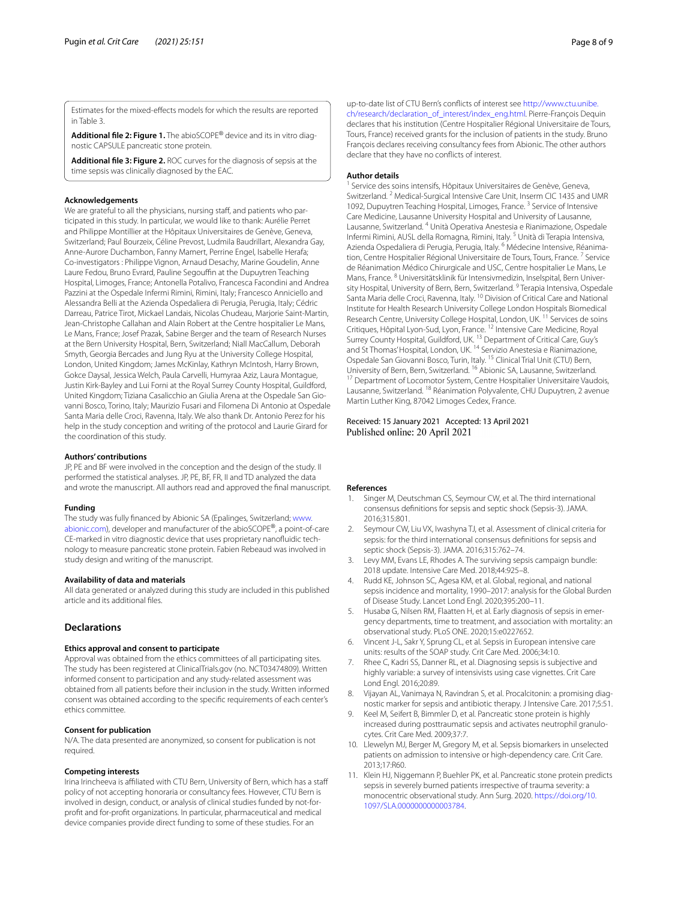Estimates for the mixed-effects models for which the results are reported in Table 3.

**Additional file 2: Figure 1.** The abioSCOPE® device and its in vitro diagnostic CAPSULE pancreatic stone protein.

**Additional file 3: Figure 2.** ROC curves for the diagnosis of sepsis at the time sepsis was clinically diagnosed by the EAC.

### Acknowledgements

We are grateful to all the physicians, nursing staff, and patients who participated in this study. In particular, we would like to thank: Aurélie Perret and Philippe Montillier at the Hôpitaux Universitaires de Genève, Geneva, Switzerland; Paul Bourzeix, Céline Prevost, Ludmila Baudrillart, Alexandra Gay, Anne-Aurore Duchambon, Fanny Mamert, Perrine Engel, Isabelle Herafa; Co-investigators : Philippe Vignon, Arnaud Desachy, Marine Goudelin, Anne Laure Fedou, Bruno Evrard, Pauline Segouffin at the Dupuytren Teaching Hospital, Limoges, France; Antonella Potalivo, Francesca Facondini and Andrea Pazzini at the Ospedale Infermi Rimini, Rimini, Italy; Francesco Anniciello and Alessandra Belli at the Azienda Ospedaliera di Perugia, Perugia, Italy; Cédric Darreau, Patrice Tirot, Mickael Landais, Nicolas Chudeau, Marjorie Saint-Martin, Jean-Christophe Callahan and Alain Robert at the Centre hospitalier Le Mans, Le Mans, France; Josef Prazak, Sabine Berger and the team of Research Nurses at the Bern University Hospital, Bern, Switzerland; Niall MacCallum, Deborah Smyth, Georgia Bercades and Jung Ryu at the University College Hospital, London, United Kingdom; James McKinlay, Kathryn McIntosh, Harry Brown, Gokce Daysal, Jessica Welch, Paula Carvelli, Humyraa Aziz, Laura Montague, Justin Kirk-Bayley and Lui Forni at the Royal Surrey County Hospital, Guildford, United Kingdom; Tiziana Casalicchio an Giulia Arena at the Ospedale San Giovanni Bosco, Torino, Italy; Maurizio Fusari and Filomena Di Antonio at Ospedale Santa Maria delle Croci, Ravenna, Italy. We also thank Dr. Antonio Perez for his help in the study conception and writing of the protocol and Laurie Girard for the coordination of this study.

### Authors' contributions

JP, PE and BF were involved in the conception and the design of the study. II performed the statistical analyses. JP, PE, BF, FR, II and TD analyzed the data and wrote the manuscript. All authors read and approved the final manuscript.

### Funding

The study was fully financed by Abionic SA (Epalinges, Switzerland; www.abionic.com), developer and manufacturer of the abioSCOPE®, a point-of-care CE-marked in vitro diagnostic device that uses proprietary nanofluidic technology to measure pancreatic stone protein. Fabien Rebeaud was involved in study design and writing of the manuscript.

### Availability of data and materials

All data generated or analyzed during this study are included in this published article and its additional files.

## Declarations

### Ethics approval and consent to participate

Approval was obtained from the ethics committees of all participating sites. The study has been registered at ClinicalTrials.gov (no. NCT03474809). Written informed consent to participation and any study-related assessment was obtained from all patients before their inclusion in the study. Written informed consent was obtained according to the specific requirements of each center's ethics committee.

### Consent for publication

N/A. The data presented are anonymized, so consent for publication is not required.

### Competing interests

Irina Irincheeva is affiliated with CTU Bern, University of Bern, which has a staff policy of not accepting honoraria or consultancy fees. However, CTU Bern is involved in design, conduct, or analysis of clinical studies funded by not-for-profit and for-profit organizations. In particular, pharmaceutical and medical device companies provide direct funding to some of these studies. For an up-to-date list of CTU Bern's conflicts of interest see http://www.ctu.unibe.ch/research/declaration_of_interest/index_eng.html. Pierre-François Dequin declares that his institution (Centre Hospitalier Régional Universitaire de Tours, Tours, France) received grants for the inclusion of patients in the study. Bruno François declares receiving consultancy fees from Abionic. The other authors declare that they have no conflicts of interest.

### Author details

[1] Service des soins intensifs, Hôpitaux Universitaires de Genève, Geneva, Switzerland. [2] Medical-Surgical Intensive Care Unit, Inserm CIC 1435 and UMR 1092, Dupuytren Teaching Hospital, Limoges, France. [3] Service of Intensive Care Medicine, Lausanne University Hospital and University of Lausanne, Lausanne, Switzerland. [4] Unità Operativa Anestesia e Rianimazione, Ospedale Infermi Rimini, AUSL della Romagna, Rimini, Italy. [5] Unità di Terapia Intensiva, Azienda Ospedaliera di Perugia, Perugia, Italy. [6] Médecine Intensive, Réanimation, Centre Hospitalier Régional Universitaire de Tours, Tours, France. [7] Service de Réanimation Médico Chirurgicale and USC, Centre hospitalier Le Mans, Le Mans, France. [8] Universitätsklinik für Intensivmedizin, Inselspital, Bern University Hospital, University of Bern, Bern, Switzerland. [9] Terapia Intensiva, Ospedale Santa Maria delle Croci, Ravenna, Italy. [10] Division of Critical Care and National Institute for Health Research University College London Hospitals Biomedical Research Centre, University College Hospital, London, UK. [11] Services de soins Critiques, Hôpital Lyon-Sud, Lyon, France. [12] Intensive Care Medicine, Royal Surrey County Hospital, Guildford, UK. [13] Department of Critical Care, Guy's and St Thomas' Hospital, London, UK. [14] Servizio Anestesia e Rianimazione, Ospedale San Giovanni Bosco, Turin, Italy. [15] Clinical Trial Unit (CTU) Bern, University of Bern, Bern, Switzerland. [16] Abionic SA, Lausanne, Switzerland. [17] Department of Locomotor System, Centre Hospitalier Universitaire Vaudois, Lausanne, Switzerland. [18] Réanimation Polyvalente, CHU Dupuytren, 2 avenue Martin Luther King, 87042 Limoges Cedex, France.

Received: 15 January 2021 Accepted: 13 April 2021
Published online: 20 April 2021

### References

1. Singer M, Deutschman CS, Seymour CW, et al. The third international consensus definitions for sepsis and septic shock (Sepsis-3). JAMA. 2016;315:801.
2. Seymour CW, Liu VX, Iwashyna TJ, et al. Assessment of clinical criteria for sepsis: for the third international consensus definitions for sepsis and septic shock (Sepsis-3). JAMA. 2016;315:762–74.
3. Levy MM, Evans LE, Rhodes A. The surviving sepsis campaign bundle: 2018 update. Intensive Care Med. 2018;44:925–8.
4. Rudd KE, Johnson SC, Agesa KM, et al. Global, regional, and national sepsis incidence and mortality, 1990–2017: analysis for the Global Burden of Disease Study. Lancet Lond Engl. 2020;395:200–11.
5. Husabø G, Nilsen RM, Flaatten H, et al. Early diagnosis of sepsis in emergency departments, time to treatment, and association with mortality: an observational study. PLoS ONE. 2020;15:e0227652.
6. Vincent J-L, Sakr Y, Sprung CL, et al. Sepsis in European intensive care units: results of the SOAP study. Crit Care Med. 2006;34:10.
7. Rhee C, Kadri SS, Danner RL, et al. Diagnosing sepsis is subjective and highly variable: a survey of intensivists using case vignettes. Crit Care Lond Engl. 2016;20:89.
8. Vijayan AL, Vanimaya N, Ravindran S, et al. Procalcitonin: a promising diagnostic marker for sepsis and antibiotic therapy. J Intensive Care. 2017;5:51.
9. Keel M, Seifert B, Bimmler D, et al. Pancreatic stone protein is highly increased during posttraumatic sepsis and activates neutrophil granulocytes. Crit Care Med. 2009;37:7.
10. Llewelyn MJ, Berger M, Gregory M, et al. Sepsis biomarkers in unselected patients on admission to intensive or high-dependency care. Crit Care. 2013;17:R60.
11. Klein HJ, Niggemann P, Buehler PK, et al. Pancreatic stone protein predicts sepsis in severely burned patients irrespective of trauma severity: a monocentric observational study. Ann Surg. 2020. https://doi.org/10.1097/SLA.0000000000003784.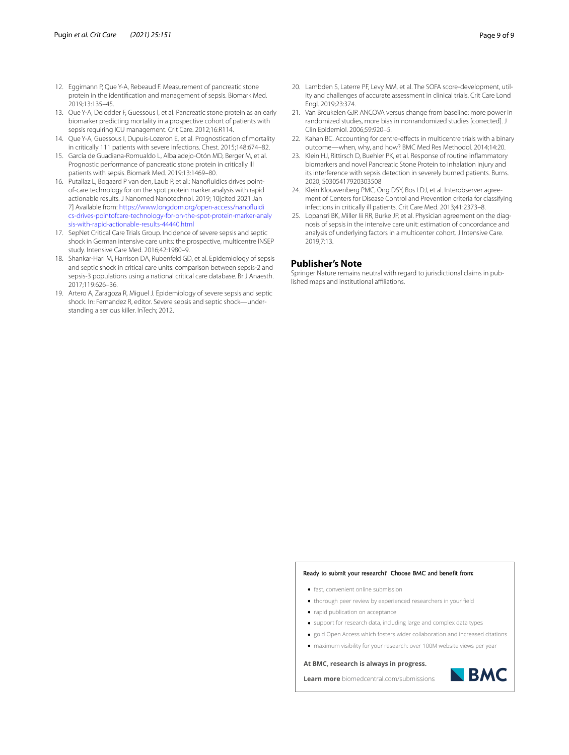12. Eggimann P, Que Y-A, Rebeaud F. Measurement of pancreatic stone protein in the identification and management of sepsis. Biomark Med. 2019;13:135–45.
13. Que Y-A, Delodder F, Guessous I, et al. Pancreatic stone protein as an early biomarker predicting mortality in a prospective cohort of patients with sepsis requiring ICU management. Crit Care. 2012;16:R114.
14. Que Y-A, Guessous I, Dupuis-Lozeron E, et al. Prognostication of mortality in critically 111 patients with severe infections. Chest. 2015;148:674–82.
15. García de Guadiana-Romualdo L, Albaladejo-Otón MD, Berger M, et al. Prognostic performance of pancreatic stone protein in critically ill patients with sepsis. Biomark Med. 2019;13:1469–80.
16. Putallaz L, Bogaard P van den, Laub P, et al.: Nanofluidics drives point-of-care technology for on the spot protein marker analysis with rapid actionable results. J Nanomed Nanotechnol. 2019; 10[cited 2021 Jan 7] Available from: https://www.longdom.org/open-access/nanofluidics-drives-pointofcare-technology-for-on-the-spot-protein-marker-analysis-with-rapid-actionable-results-44440.html
17. SepNet Critical Care Trials Group. Incidence of severe sepsis and septic shock in German intensive care units: the prospective, multicentre INSEP study. Intensive Care Med. 2016;42:1980–9.
18. Shankar-Hari M, Harrison DA, Rubenfeld GD, et al. Epidemiology of sepsis and septic shock in critical care units: comparison between sepsis-2 and sepsis-3 populations using a national critical care database. Br J Anaesth. 2017;119:626–36.
19. Artero A, Zaragoza R, Miguel J. Epidemiology of severe sepsis and septic shock. In: Fernandez R, editor. Severe sepsis and septic shock—understanding a serious killer. InTech; 2012.
20. Lambden S, Laterre PF, Levy MM, et al. The SOFA score-development, utility and challenges of accurate assessment in clinical trials. Crit Care Lond Engl. 2019;23:374.
21. Van Breukelen GJP. ANCOVA versus change from baseline: more power in randomized studies, more bias in nonrandomized studies [corrected]. J Clin Epidemiol. 2006;59:920–5.
22. Kahan BC. Accounting for centre-effects in multicentre trials with a binary outcome—when, why, and how? BMC Med Res Methodol. 2014;14:20.
23. Klein HJ, Rittirsch D, Buehler PK, et al. Response of routine inflammatory biomarkers and novel Pancreatic Stone Protein to inhalation injury and its interference with sepsis detection in severely burned patients. Burns. 2020; S0305417920303508
24. Klein Klouwenberg PMC, Ong DSY, Bos LDJ, et al. Interobserver agreement of Centers for Disease Control and Prevention criteria for classifying infections in critically ill patients. Crit Care Med. 2013;41:2373–8.
25. Lopansri BK, Miller Iii RR, Burke JP, et al. Physician agreement on the diagnosis of sepsis in the intensive care unit: estimation of concordance and analysis of underlying factors in a multicenter cohort. J Intensive Care. 2019;7:13.

## Publisher's Note

Springer Nature remains neutral with regard to jurisdictional claims in published maps and institutional affiliations.

Ready to submit your research? Choose BMC and benefit from:

- fast, convenient online submission
- thorough peer review by experienced researchers in your field
- rapid publication on acceptance
- support for research data, including large and complex data types
- gold Open Access which fosters wider collaboration and increased citations
- maximum visibility for your research: over 100M website views per year

**At BMC, research is always in progress.**

**Learn more** biomedcentral.com/submissions

BMC